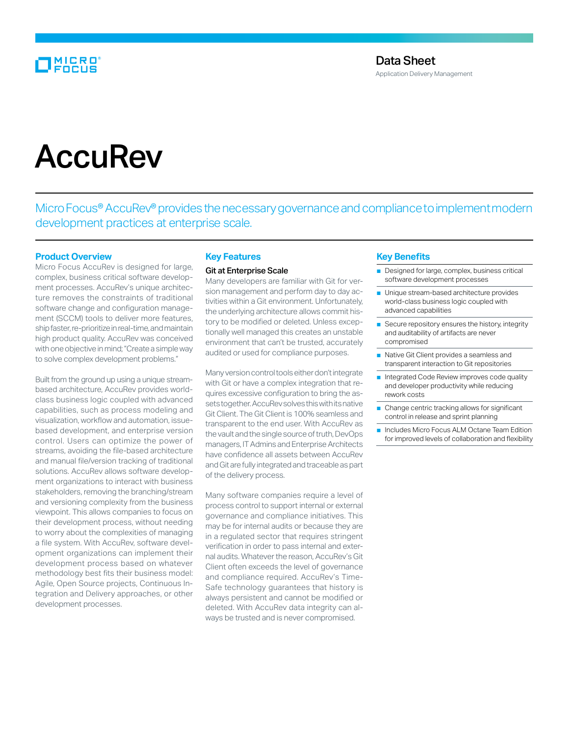Data Sheet

Application Delivery Management

# AccuRev

Micro Focus® AccuRev® provides the necessary governance and compliance to implement modern development practices at enterprise scale.

## Product Overview

Micro Focus AccuRev is designed for large, complex, business critical software development processes. AccuRev's unique architecture removes the constraints of traditional software change and configuration management (SCCM) tools to deliver more features, ship faster, re-prioritize in real-time, and maintain high product quality. AccuRev was conceived with one objective in mind; "Create a simple way to solve complex development problems."

Built from the ground up using a unique stream-based architecture, AccuRev provides world-class business logic coupled with advanced capabilities, such as process modeling and visualization, workflow and automation, issue-based development, and enterprise version control. Users can optimize the power of streams, avoiding the file-based architecture and manual file/version tracking of traditional solutions. AccuRev allows software development organizations to interact with business stakeholders, removing the branching/stream and versioning complexity from the business viewpoint. This allows companies to focus on their development process, without needing to worry about the complexities of managing a file system. With AccuRev, software development organizations can implement their development process based on whatever methodology best fits their business model: Agile, Open Source projects, Continuous Integration and Delivery approaches, or other development processes.

## Key Features

### Git at Enterprise Scale

Many developers are familiar with Git for version management and perform day to day activities within a Git environment. Unfortunately, the underlying architecture allows commit history to be modified or deleted. Unless exceptionally well managed this creates an unstable environment that can't be trusted, accurately audited or used for compliance purposes.

Many version control tools either don't integrate with Git or have a complex integration that requires excessive configuration to bring the assets together. AccuRev solves this with its native Git Client. The Git Client is 100% seamless and transparent to the end user. With AccuRev as the vault and the single source of truth, DevOps managers, IT Admins and Enterprise Architects have confidence all assets between AccuRev and Git are fully integrated and traceable as part of the delivery process.

Many software companies require a level of process control to support internal or external governance and compliance initiatives. This may be for internal audits or because they are in a regulated sector that requires stringent verification in order to pass internal and external audits. Whatever the reason, AccuRev's Git Client often exceeds the level of governance and compliance required. AccuRev's Time-Safe technology guarantees that history is always persistent and cannot be modified or deleted. With AccuRev data integrity can always be trusted and is never compromised.

## Key Benefits

- Designed for large, complex, business critical software development processes
- Unique stream-based architecture provides world-class business logic coupled with advanced capabilities
- Secure repository ensures the history, integrity and auditability of artifacts are never compromised
- Native Git Client provides a seamless and transparent interaction to Git repositories
- Integrated Code Review improves code quality and developer productivity while reducing rework costs
- Change centric tracking allows for significant control in release and sprint planning
- Includes Micro Focus ALM Octane Team Edition for improved levels of collaboration and flexibility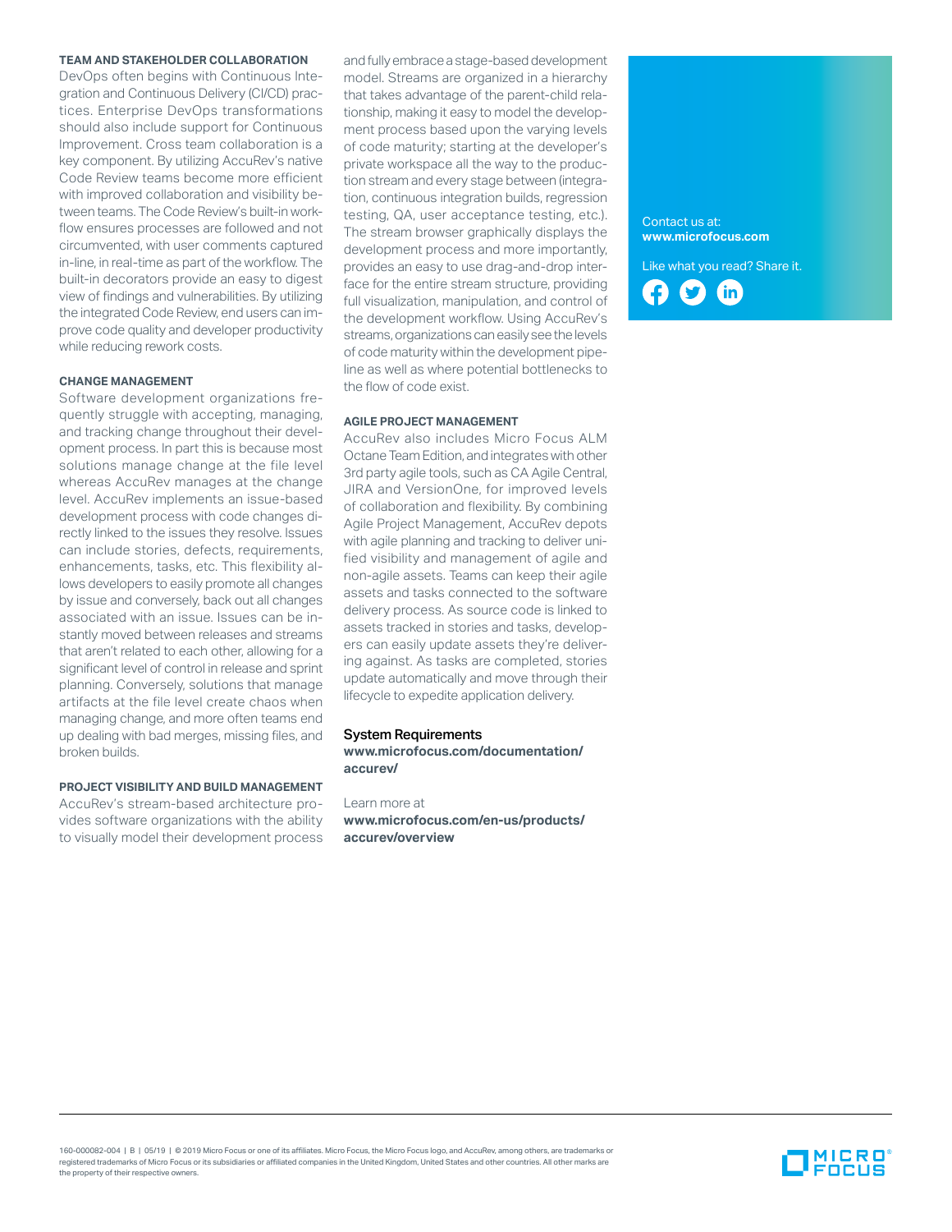### TEAM AND STAKEHOLDER COLLABORATION

DevOps often begins with Continuous Integration and Continuous Delivery (CI/CD) practices. Enterprise DevOps transformations should also include support for Continuous Improvement. Cross team collaboration is a key component. By utilizing AccuRev's native Code Review teams become more efficient with improved collaboration and visibility between teams. The Code Review's built-in workflow ensures processes are followed and not circumvented, with user comments captured in-line, in real-time as part of the workflow. The built-in decorators provide an easy to digest view of findings and vulnerabilities. By utilizing the integrated Code Review, end users can improve code quality and developer productivity while reducing rework costs.

### CHANGE MANAGEMENT

Software development organizations frequently struggle with accepting, managing, and tracking change throughout their development process. In part this is because most solutions manage change at the file level whereas AccuRev manages at the change level. AccuRev implements an issue-based development process with code changes directly linked to the issues they resolve. Issues can include stories, defects, requirements, enhancements, tasks, etc. This flexibility allows developers to easily promote all changes by issue and conversely, back out all changes associated with an issue. Issues can be instantly moved between releases and streams that aren't related to each other, allowing for a significant level of control in release and sprint planning. Conversely, solutions that manage artifacts at the file level create chaos when managing change, and more often teams end up dealing with bad merges, missing files, and broken builds.

### PROJECT VISIBILITY AND BUILD MANAGEMENT

AccuRev's stream-based architecture provides software organizations with the ability to visually model their development process and fully embrace a stage-based development model. Streams are organized in a hierarchy that takes advantage of the parent-child relationship, making it easy to model the development process based upon the varying levels of code maturity; starting at the developer's private workspace all the way to the production stream and every stage between (integration, continuous integration builds, regression testing, QA, user acceptance testing, etc.). The stream browser graphically displays the development process and more importantly, provides an easy to use drag-and-drop interface for the entire stream structure, providing full visualization, manipulation, and control of the development workflow. Using AccuRev's streams, organizations can easily see the levels of code maturity within the development pipeline as well as where potential bottlenecks to the flow of code exist.

### AGILE PROJECT MANAGEMENT

AccuRev also includes Micro Focus ALM Octane Team Edition, and integrates with other 3rd party agile tools, such as CA Agile Central, JIRA and VersionOne, for improved levels of collaboration and flexibility. By combining Agile Project Management, AccuRev depots with agile planning and tracking to deliver unified visibility and management of agile and non-agile assets. Teams can keep their agile assets and tasks connected to the software delivery process. As source code is linked to assets tracked in stories and tasks, developers can easily update assets they're delivering against. As tasks are completed, stories update automatically and move through their lifecycle to expedite application delivery.

### System Requirements

**www.microfocus.com/documentation/accurev/**

Learn more at
**www.microfocus.com/en-us/products/accurev/overview**

Contact us at:
**www.microfocus.com**

Like what you read? Share it.

160-000082-004 | B | 05/19 | © 2019 Micro Focus or one of its affiliates. Micro Focus, the Micro Focus logo, and AccuRev, among others, are trademarks or registered trademarks of Micro Focus or its subsidiaries or affiliated companies in the United Kingdom, United States and other countries. All other marks are the property of their respective owners.